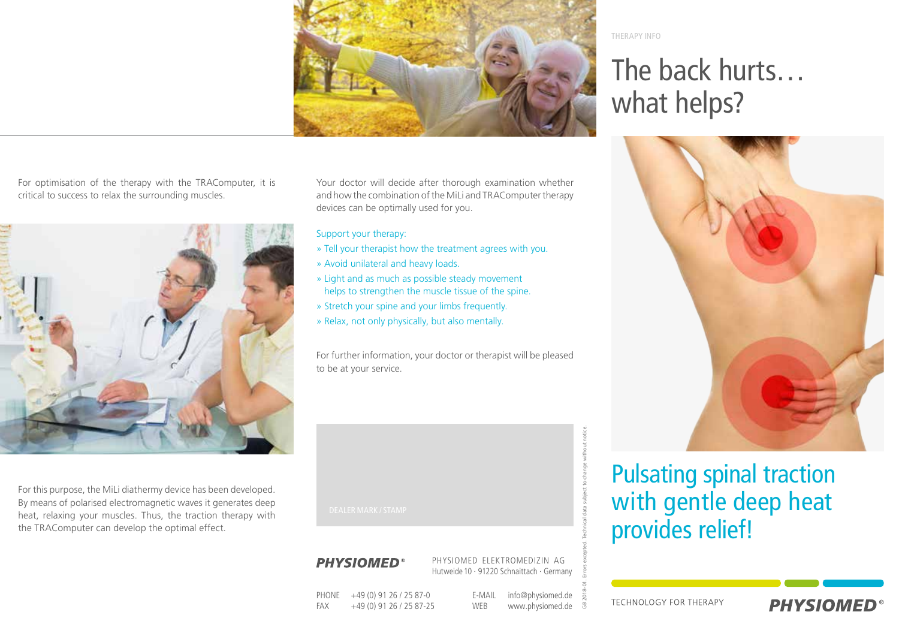THERAPY INFO

# The back hurts… what helps?

## Pulsating spinal traction with gentle deep heat provides relief!

TECHNOLOGY FOR THERAPY

**PHYSIOMED®**

For optimisation of the therapy with the TRAComputer, it is critical to success to relax the surrounding muscles.

For this purpose, the MiLi diathermy device has been developed. By means of polarised electromagnetic waves it generates deep heat, relaxing your muscles. Thus, the traction therapy with the TRAComputer can develop the optimal effect.

Your doctor will decide after thorough examination whether and how the combination of the MiLi and TRAComputer therapy devices can be optimally used for you.

Support your therapy:

- Tell your therapist how the treatment agrees with you.
- Avoid unilateral and heavy loads.
- Light and as much as possible steady movement helps to strengthen the muscle tissue of the spine.
- Stretch your spine and your limbs frequently.
- Relax, not only physically, but also mentally.

For further information, your doctor or therapist will be pleased to be at your service.

DEALER MARK / STAMP

**PHYSIOMED®**

PHYSIOMED ELEKTROMEDIZIN AG
Hutweide 10 · 91220 Schnaittach · Germany

PHONE +49 (0) 91 26 / 25 87-0
FAX +49 (0) 91 26 / 25 87-25
E-MAIL info@physiomed.de
WEB www.physiomed.de

GB 2018-01 · Errors excepted. Technical data subject to change without notice.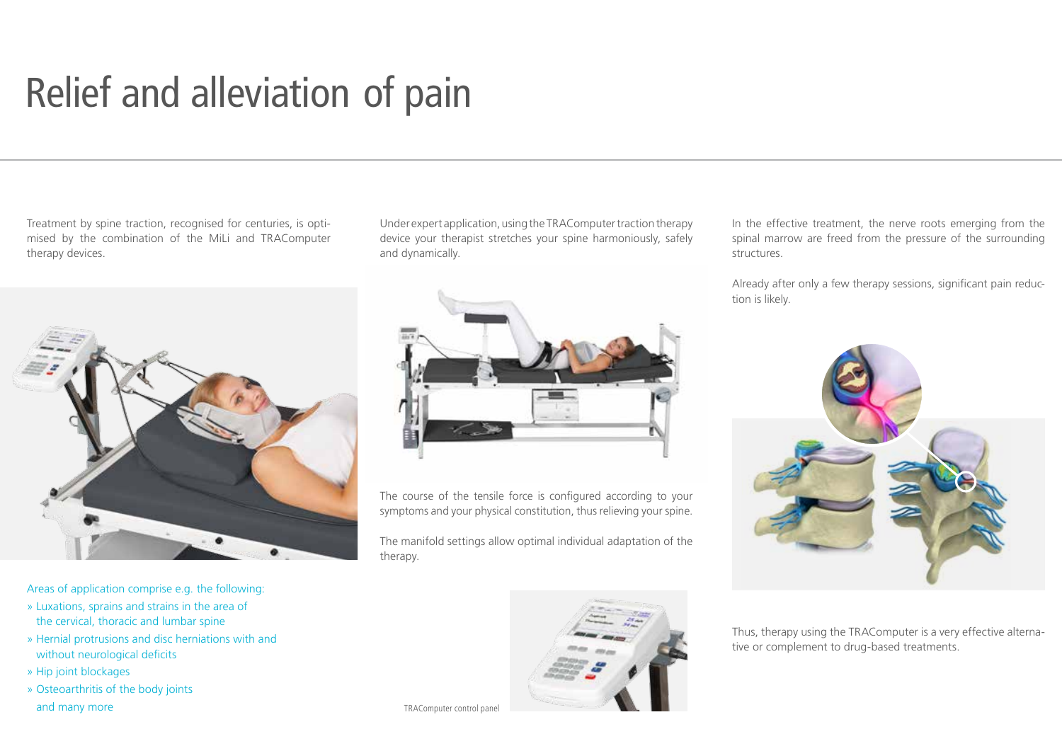# Relief and alleviation of pain

Treatment by spine traction, recognised for centuries, is optimised by the combination of the MiLi and TRAComputer therapy devices.

Areas of application comprise e.g. the following:

- » Luxations, sprains and strains in the area of the cervical, thoracic and lumbar spine
- » Hernial protrusions and disc herniations with and without neurological deficits
- » Hip joint blockages
- » Osteoarthritis of the body joints

and many more

Under expert application, using the TRAComputer traction therapy device your therapist stretches your spine harmoniously, safely and dynamically.

The course of the tensile force is configured according to your symptoms and your physical constitution, thus relieving your spine.

The manifold settings allow optimal individual adaptation of the therapy.

TRAComputer control panel

In the effective treatment, the nerve roots emerging from the spinal marrow are freed from the pressure of the surrounding structures.

Already after only a few therapy sessions, significant pain reduction is likely.

Thus, therapy using the TRAComputer is a very effective alternative or complement to drug-based treatments.